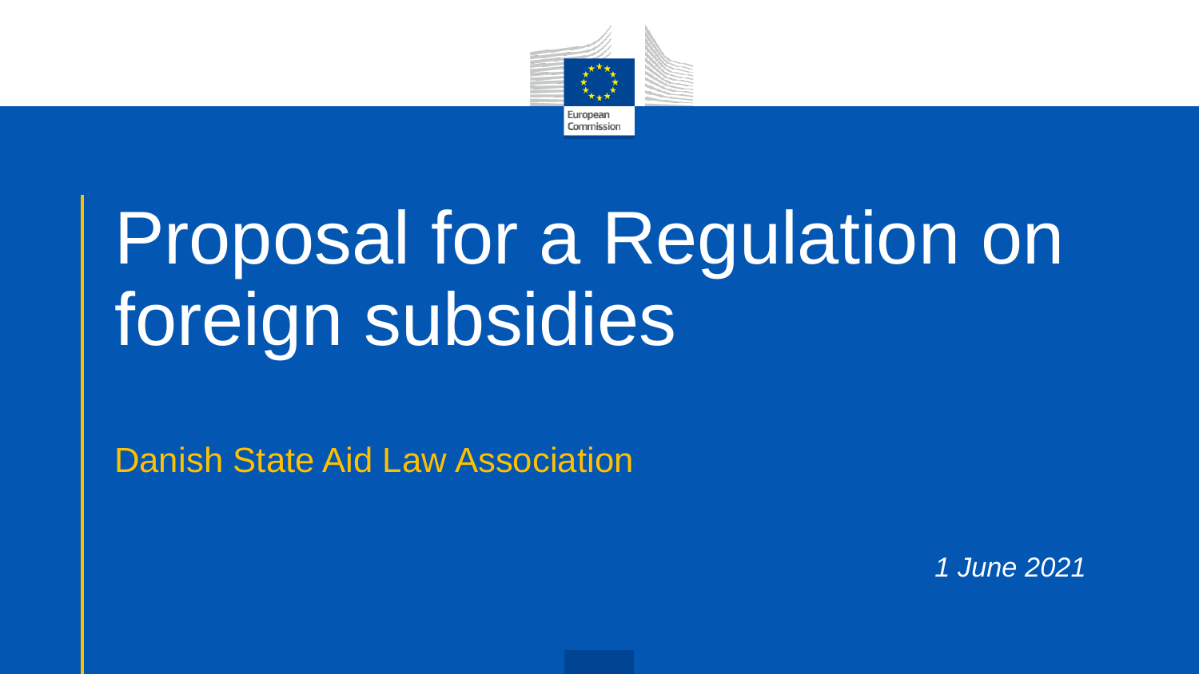# Proposal for a Regulation on foreign subsidies

Danish State Aid Law Association

*1 June 2021*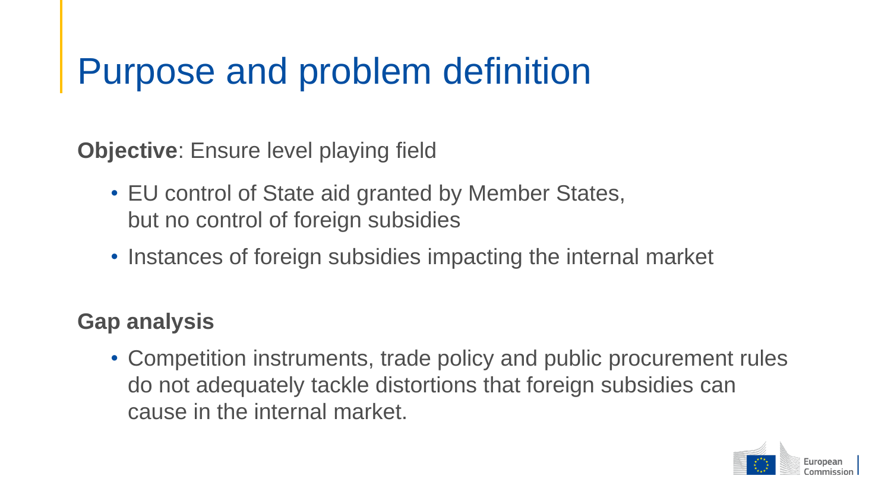# Purpose and problem definition

**Objective**: Ensure level playing field

- EU control of State aid granted by Member States, but no control of foreign subsidies
- Instances of foreign subsidies impacting the internal market

**Gap analysis**

- Competition instruments, trade policy and public procurement rules do not adequately tackle distortions that foreign subsidies can cause in the internal market.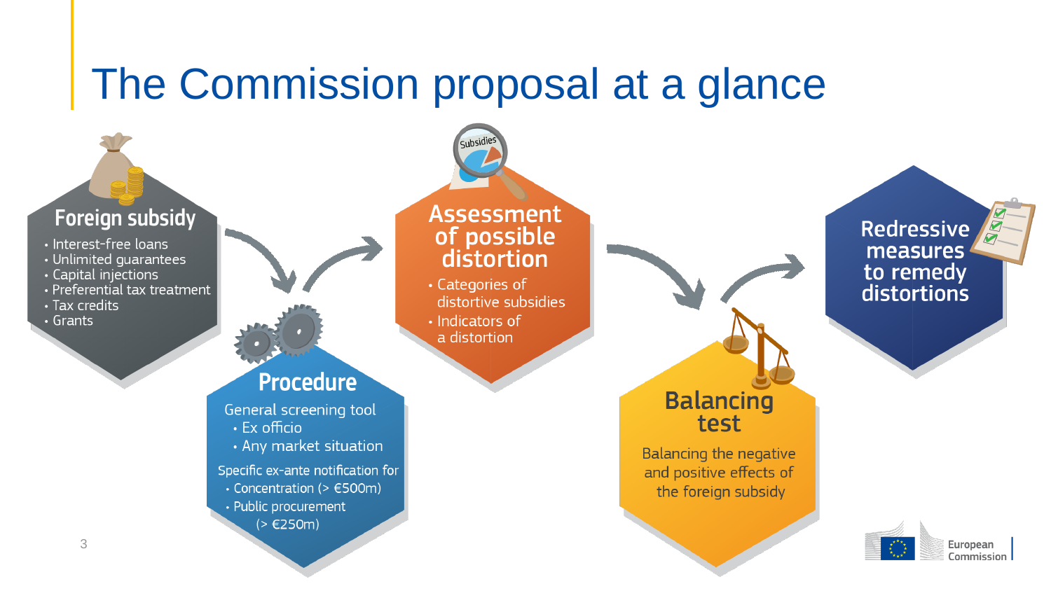# The Commission proposal at a glance

## Foreign subsidy

- Interest-free loans
- Unlimited guarantees
- Capital injections
- Preferential tax treatment
- Tax credits
- Grants

## Procedure

General screening tool

- Ex officio
- Any market situation

Specific ex-ante notification for

- Concentration (> €500m)
- Public procurement (> €250m)

## Assessment of possible distortion

- Categories of distortive subsidies
- Indicators of a distortion

## Balancing test

Balancing the negative and positive effects of the foreign subsidy

## Redressive measures to remedy distortions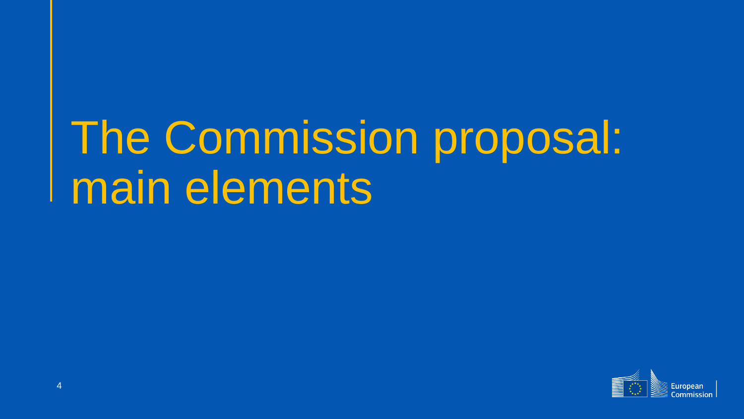# The Commission proposal: main elements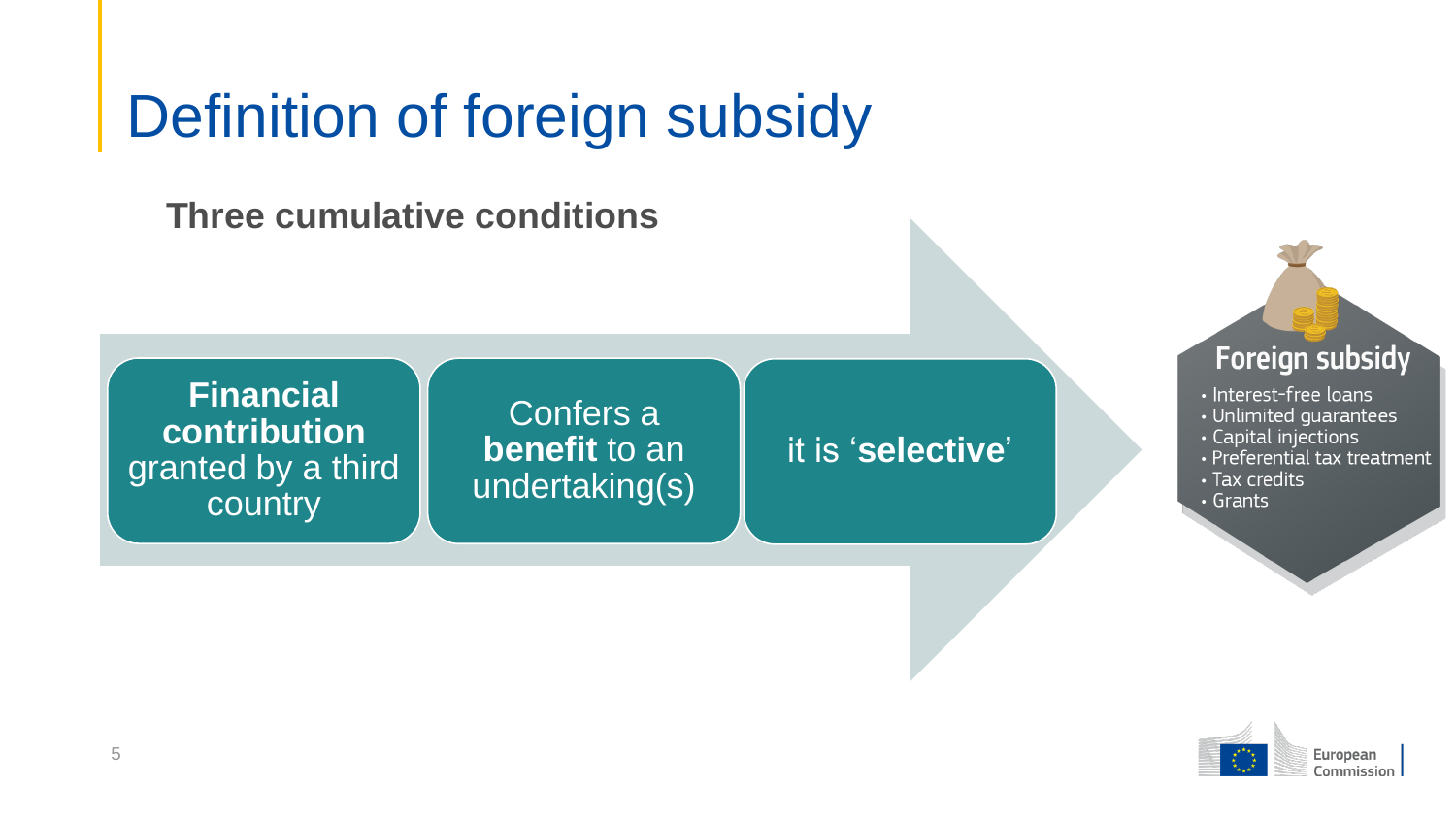# Definition of foreign subsidy

**Three cumulative conditions**

1. **Financial contribution** granted by a third country
2. Confers a **benefit** to an undertaking(s)
3. it is '**selective**'

**Foreign subsidy**

- Interest-free loans
- Unlimited guarantees
- Capital injections
- Preferential tax treatment
- Tax credits
- Grants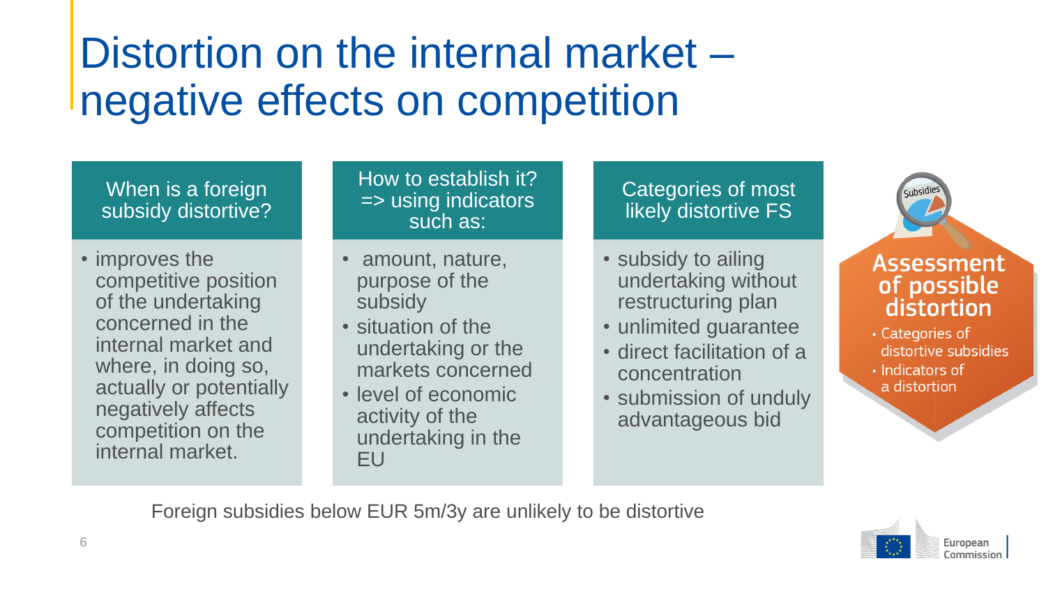# Distortion on the internal market – negative effects on competition

## When is a foreign subsidy distortive?

- improves the competitive position of the undertaking concerned in the internal market and where, in doing so, actually or potentially negatively affects competition on the internal market.

## How to establish it? => using indicators such as:

- amount, nature, purpose of the subsidy
- situation of the undertaking or the markets concerned
- level of economic activity of the undertaking in the EU

## Categories of most likely distortive FS

- subsidy to ailing undertaking without restructuring plan
- unlimited guarantee
- direct facilitation of a concentration
- submission of unduly advantageous bid

## Assessment of possible distortion

- Categories of distortive subsidies
- Indicators of a distortion

Foreign subsidies below EUR 5m/3y are unlikely to be distortive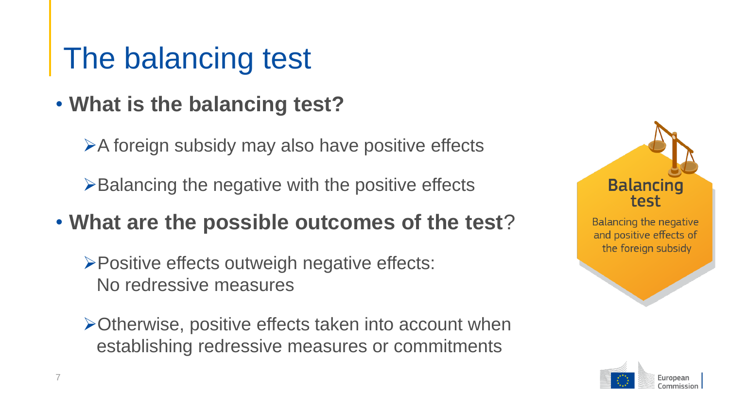# The balancing test

- **What is the balancing test?**
  - A foreign subsidy may also have positive effects
  - Balancing the negative with the positive effects
- **What are the possible outcomes of the test**?
  - Positive effects outweigh negative effects: No redressive measures
  - Otherwise, positive effects taken into account when establishing redressive measures or commitments

**Balancing test**

Balancing the negative and positive effects of the foreign subsidy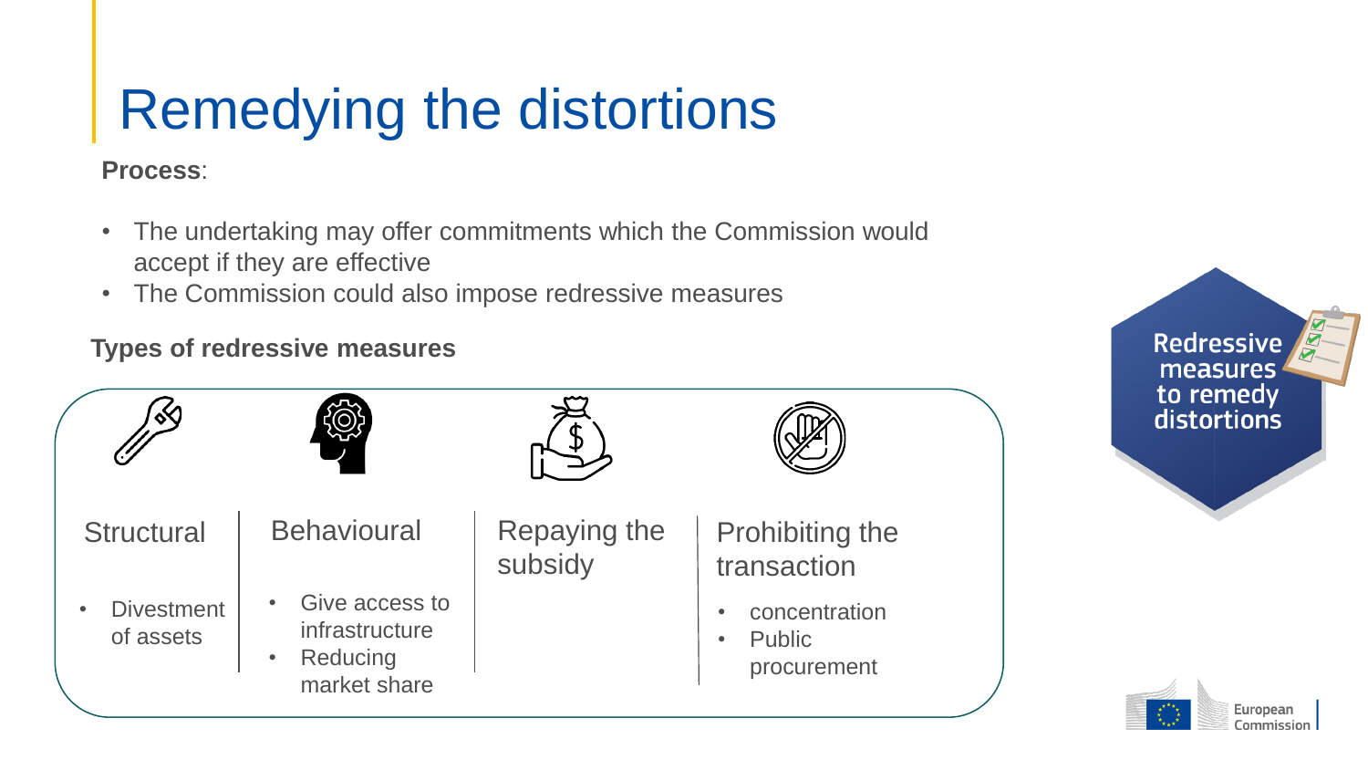# Remedying the distortions

**Process**:

- The undertaking may offer commitments which the Commission would accept if they are effective
- The Commission could also impose redressive measures

**Types of redressive measures**

| Structural | Behavioural | Repaying the subsidy | Prohibiting the transaction |
|---|---|---|---|
| • Divestment of assets | • Give access to infrastructure<br>• Reducing market share | | • concentration<br>• Public procurement |

Redressive measures to remedy distortions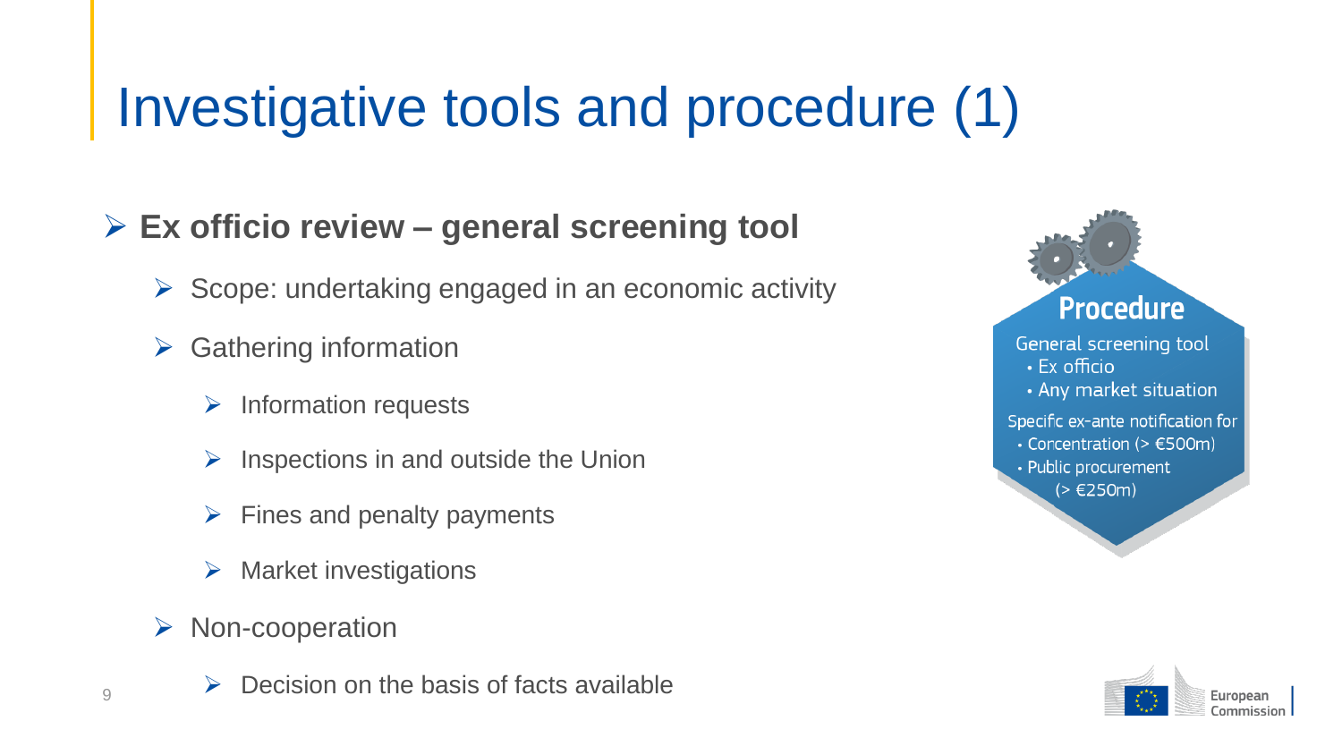# Investigative tools and procedure (1)

- **Ex officio review – general screening tool**
  - Scope: undertaking engaged in an economic activity
  - Gathering information
    - Information requests
    - Inspections in and outside the Union
    - Fines and penalty payments
    - Market investigations
  - Non-cooperation
    - Decision on the basis of facts available

**Procedure**

General screening tool
- Ex officio
- Any market situation

Specific ex-ante notification for
- Concentration (> €500m)
- Public procurement (> €250m)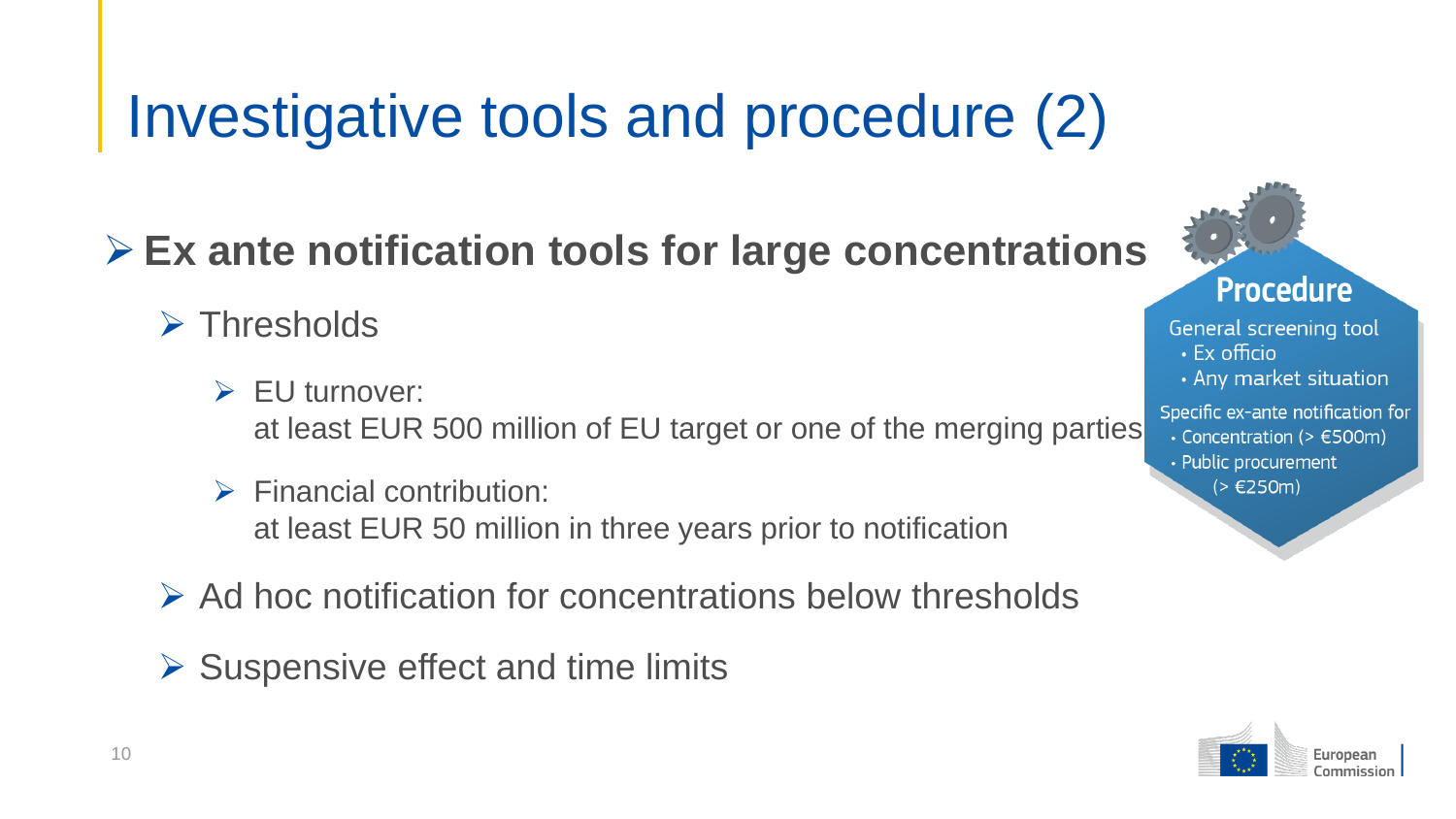# Investigative tools and procedure (2)

- **Ex ante notification tools for large concentrations**
  - Thresholds
    - EU turnover:
      at least EUR 500 million of EU target or one of the merging parties
    - Financial contribution:
      at least EUR 50 million in three years prior to notification
  - Ad hoc notification for concentrations below thresholds
  - Suspensive effect and time limits

**Procedure**

General screening tool
- Ex officio
- Any market situation

Specific ex-ante notification for
- Concentration (> €500m)
- Public procurement (> €250m)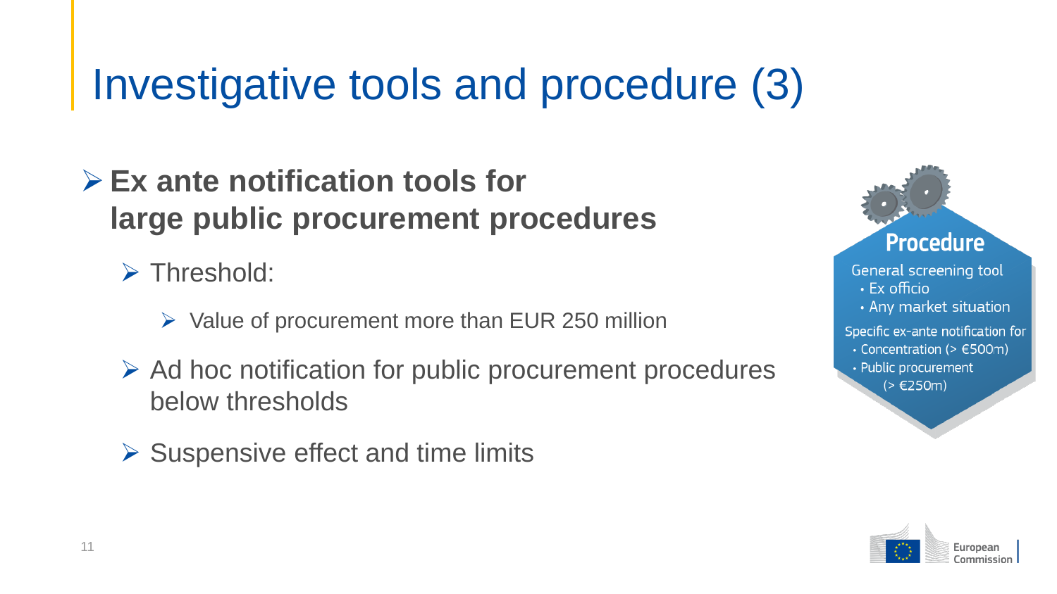# Investigative tools and procedure (3)

- **Ex ante notification tools for large public procurement procedures**
  - Threshold:
    - Value of procurement more than EUR 250 million
  - Ad hoc notification for public procurement procedures below thresholds
  - Suspensive effect and time limits

**Procedure**

General screening tool
- Ex officio
- Any market situation

Specific ex-ante notification for
- Concentration (> €500m)
- Public procurement (> €250m)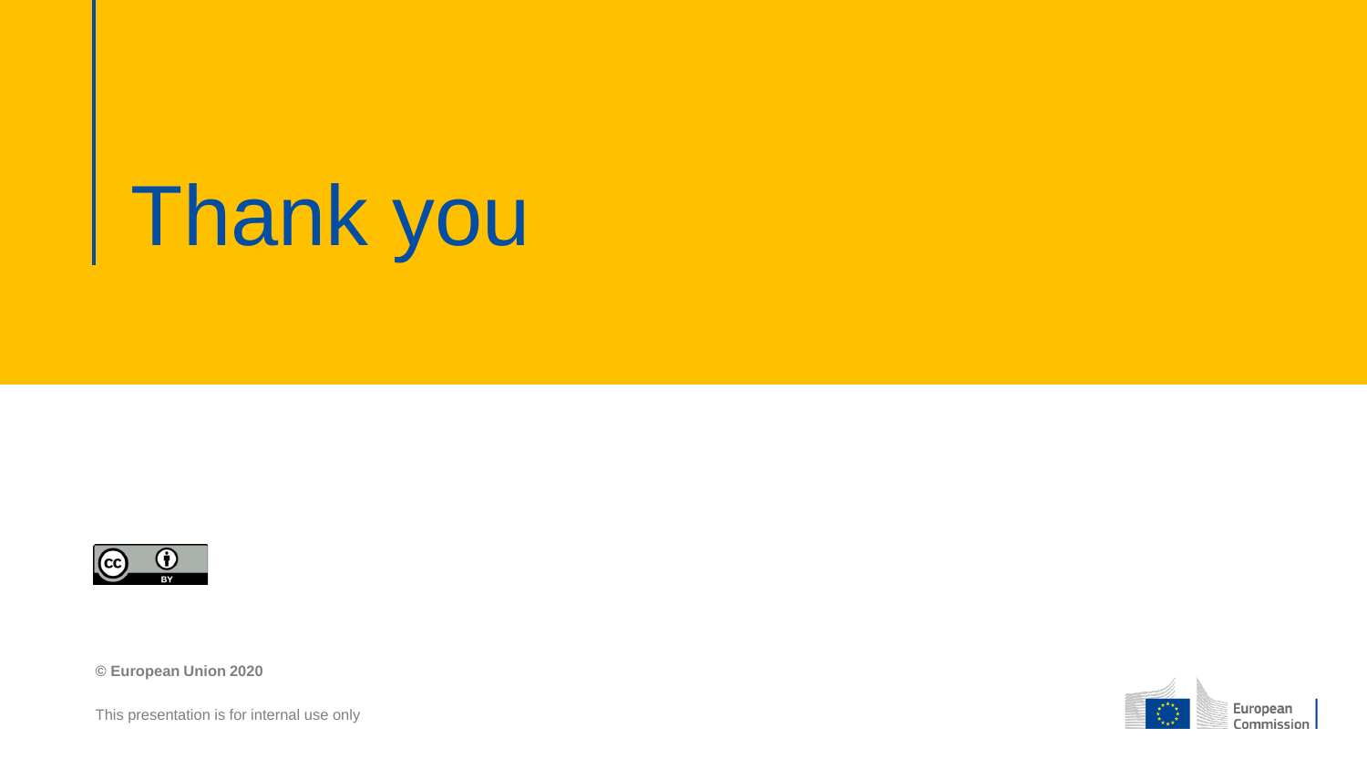# Thank you

**© European Union 2020**

This presentation is for internal use only